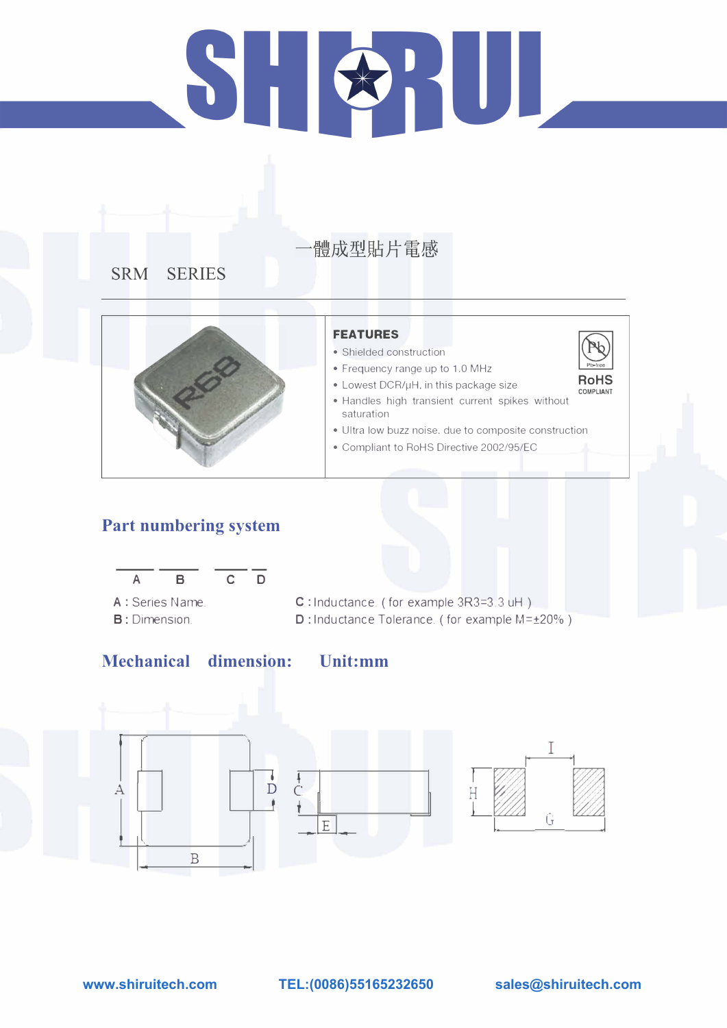# SHIRUI

一體成型貼片電感

SRM　SERIES

**FEATURES**

- Shielded construction
- Frequency range up to 1.0 MHz
- Lowest DCR/μH, in this package size
- Handles high transient current spikes without saturation
- Ultra low buzz noise, due to composite construction
- Compliant to RoHS Directive 2002/95/EC

RoHS COMPLIANT

## Part numbering system

A　B　C　D

A : Series Name.
B : Dimension.
C : Inductance. ( for example 3R3=3.3 uH )
D : Inductance Tolerance. ( for example M=±20% )

## Mechanical dimension: Unit:mm

www.shiruitech.com　TEL:(0086)55165232650　sales@shiruitech.com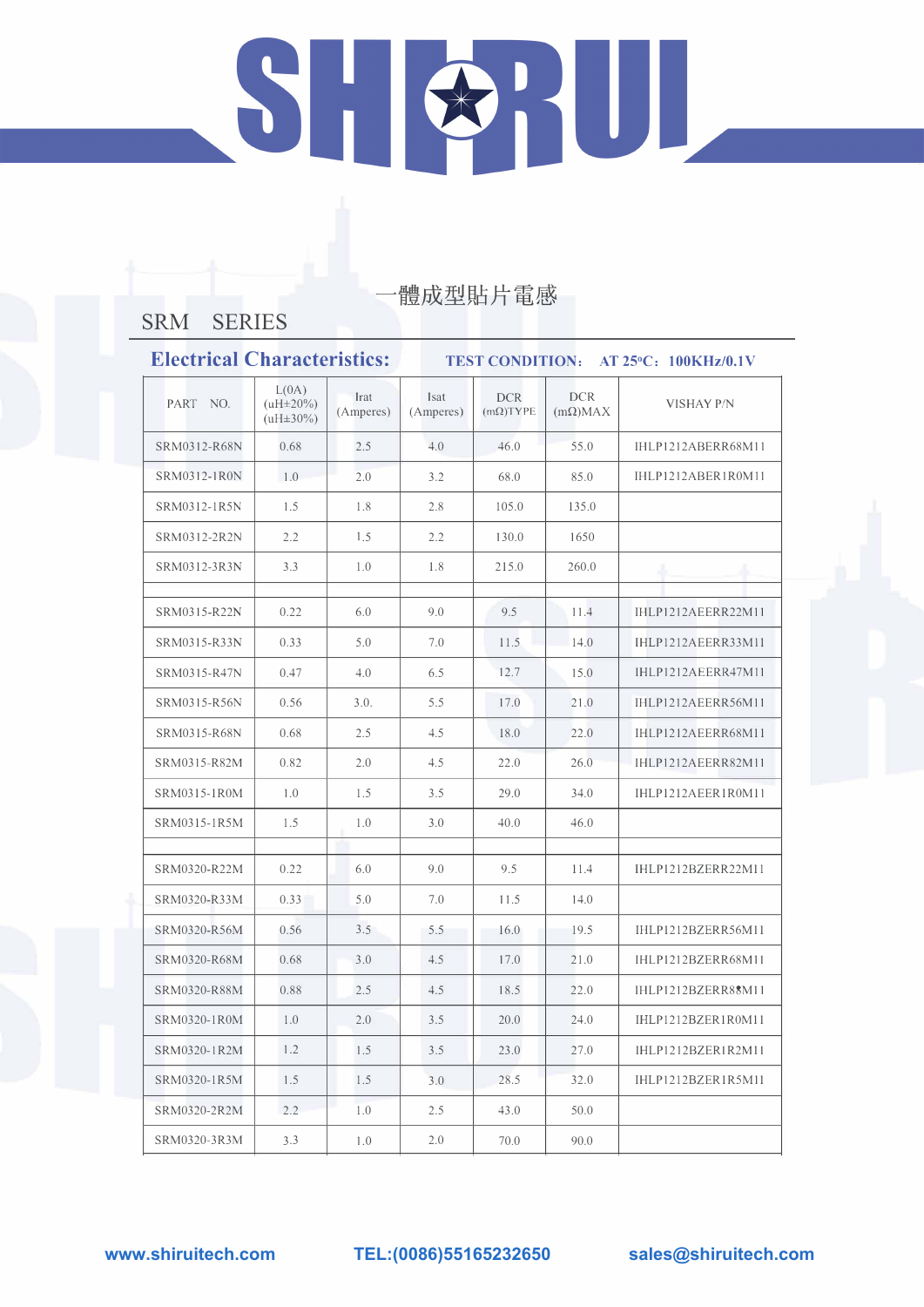SHIRUI

一體成型貼片電感

# SRM SERIES

## Electrical Characteristics:

**TEST CONDITION: AT 25ºC: 100KHz/0.1V**

| PART NO. | L(0A) (uH±20%) (uH±30%) | Irat (Amperes) | Isat (Amperes) | DCR (mΩ)TYPE | DCR (mΩ)MAX | VISHAY P/N |
|---|---|---|---|---|---|---|
| SRM0312-R68N | 0.68 | 2.5 | 4.0 | 46.0 | 55.0 | IHLP1212ABERR68M11 |
| SRM0312-1R0N | 1.0 | 2.0 | 3.2 | 68.0 | 85.0 | IHLP1212ABER1R0M11 |
| SRM0312-1R5N | 1.5 | 1.8 | 2.8 | 105.0 | 135.0 | |
| SRM0312-2R2N | 2.2 | 1.5 | 2.2 | 130.0 | 1650 | |
| SRM0312-3R3N | 3.3 | 1.0 | 1.8 | 215.0 | 260.0 | |
| | | | | | | |
| SRM0315-R22N | 0.22 | 6.0 | 9.0 | 9.5 | 11.4 | IHLP1212AEERR22M11 |
| SRM0315-R33N | 0.33 | 5.0 | 7.0 | 11.5 | 14.0 | IHLP1212AEERR33M11 |
| SRM0315-R47N | 0.47 | 4.0 | 6.5 | 12.7 | 15.0 | IHLP1212AEERR47M11 |
| SRM0315-R56N | 0.56 | 3.0. | 5.5 | 17.0 | 21.0 | IHLP1212AEERR56M11 |
| SRM0315-R68N | 0.68 | 2.5 | 4.5 | 18.0 | 22.0 | IHLP1212AEERR68M11 |
| SRM0315-R82M | 0.82 | 2.0 | 4.5 | 22.0 | 26.0 | IHLP1212AEERR82M11 |
| SRM0315-1R0M | 1.0 | 1.5 | 3.5 | 29.0 | 34.0 | IHLP1212AEER1R0M11 |
| SRM0315-1R5M | 1.5 | 1.0 | 3.0 | 40.0 | 46.0 | |
| | | | | | | |
| SRM0320-R22M | 0.22 | 6.0 | 9.0 | 9.5 | 11.4 | IHLP1212BZERR22M11 |
| SRM0320-R33M | 0.33 | 5.0 | 7.0 | 11.5 | 14.0 | |
| SRM0320-R56M | 0.56 | 3.5 | 5.5 | 16.0 | 19.5 | IHLP1212BZERR56M11 |
| SRM0320-R68M | 0.68 | 3.0 | 4.5 | 17.0 | 21.0 | IHLP1212BZERR68M11 |
| SRM0320-R88M | 0.88 | 2.5 | 4.5 | 18.5 | 22.0 | IHLP1212BZERR88M11 |
| SRM0320-1R0M | 1.0 | 2.0 | 3.5 | 20.0 | 24.0 | IHLP1212BZER1R0M11 |
| SRM0320-1R2M | 1.2 | 1.5 | 3.5 | 23.0 | 27.0 | IHLP1212BZER1R2M11 |
| SRM0320-1R5M | 1.5 | 1.5 | 3.0 | 28.5 | 32.0 | IHLP1212BZER1R5M11 |
| SRM0320-2R2M | 2.2 | 1.0 | 2.5 | 43.0 | 50.0 | |
| SRM0320-3R3M | 3.3 | 1.0 | 2.0 | 70.0 | 90.0 | |

www.shiruitech.com TEL:(0086)55165232650 sales@shiruitech.com